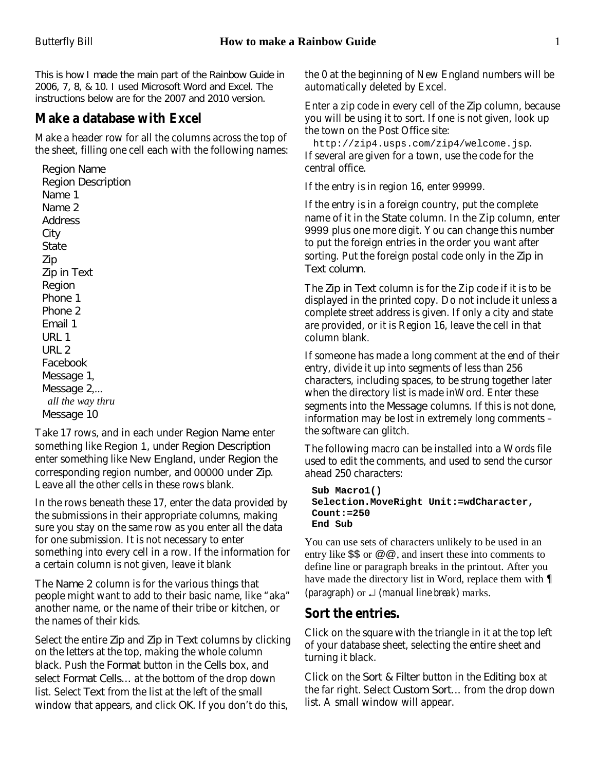This is how I made the main part of the Rainbow Guide in 2006, 7, 8, & 10. I used Microsoft Word and Excel. The instructions below are for the 2007 and 2010 version.

## Make a database with Excel

Make a header row for all the columns across the top of the sheet, filling one cell each with the following names:

Region Name
Region Description
Name 1
Name 2
Address
City
State
Zip
Zip in Text
Region
Phone 1
Phone 2
Email 1
URL 1
URL 2
Facebook
Message 1,
Message 2,...
*all the way thru*
Message 10

Take 17 rows, and in each under Region Name enter something like Region 1, under Region Description enter something like New England, under Region the corresponding region number, and 00000 under Zip. Leave all the other cells in these rows blank.

In the rows beneath these 17, enter the data provided by the submissions in their appropriate columns, making sure you stay on the same row as you enter all the data for one submission. It is not necessary to enter something into every cell in a row. If the information for a certain column is not given, leave it blank

The Name 2 column is for the various things that people might want to add to their basic name, like "aka" another name, or the name of their tribe or kitchen, or the names of their kids.

Select the entire Zip and Zip in Text columns by clicking on the letters at the top, making the whole column black. Push the Format button in the Cells box, and select Format Cells… at the bottom of the drop down list. Select Text from the list at the left of the small window that appears, and click OK. If you don't do this, the 0 at the beginning of New England numbers will be automatically deleted by Excel.

Enter a zip code in every cell of the Zip column, because you will be using it to sort. If one is not given, look up the town on the Post Office site:
`http://zip4.usps.com/zip4/welcome.jsp`.
If several are given for a town, use the code for the central office.

If the entry is in region 16, enter 99999.

If the entry is in a foreign country, put the complete name of it in the State column. In the Zip column, enter 9999 plus one more digit. You can change this number to put the foreign entries in the order you want after sorting. Put the foreign postal code only in the Zip in Text column.

The Zip in Text column is for the Zip code if it is to be displayed in the printed copy. Do not include it unless a complete street address is given. If only a city and state are provided, or it is Region 16, leave the cell in that column blank.

If someone has made a long comment at the end of their entry, divide it up into segments of less than 256 characters, including spaces, to be strung together later when the directory list is made inWord. Enter these segments into the Message columns. If this is not done, information may be lost in extremely long comments – the software can glitch.

The following macro can be installed into a Words file used to edit the comments, and used to send the cursor ahead 250 characters:

```
Sub Macro1()
Selection.MoveRight Unit:=wdCharacter,
Count:=250
End Sub
```

You can use sets of characters unlikely to be used in an entry like $$ or @@, and insert these into comments to define line or paragraph breaks in the printout. After you have made the directory list in Word, replace them with ¶ (*paragraph*) or ↵ (*manual line break*) marks.

## Sort the entries.

Click on the square with the triangle in it at the top left of your database sheet, selecting the entire sheet and turning it black.

Click on the Sort & Filter button in the Editing box at the far right. Select Custom Sort… from the drop down list. A small window will appear.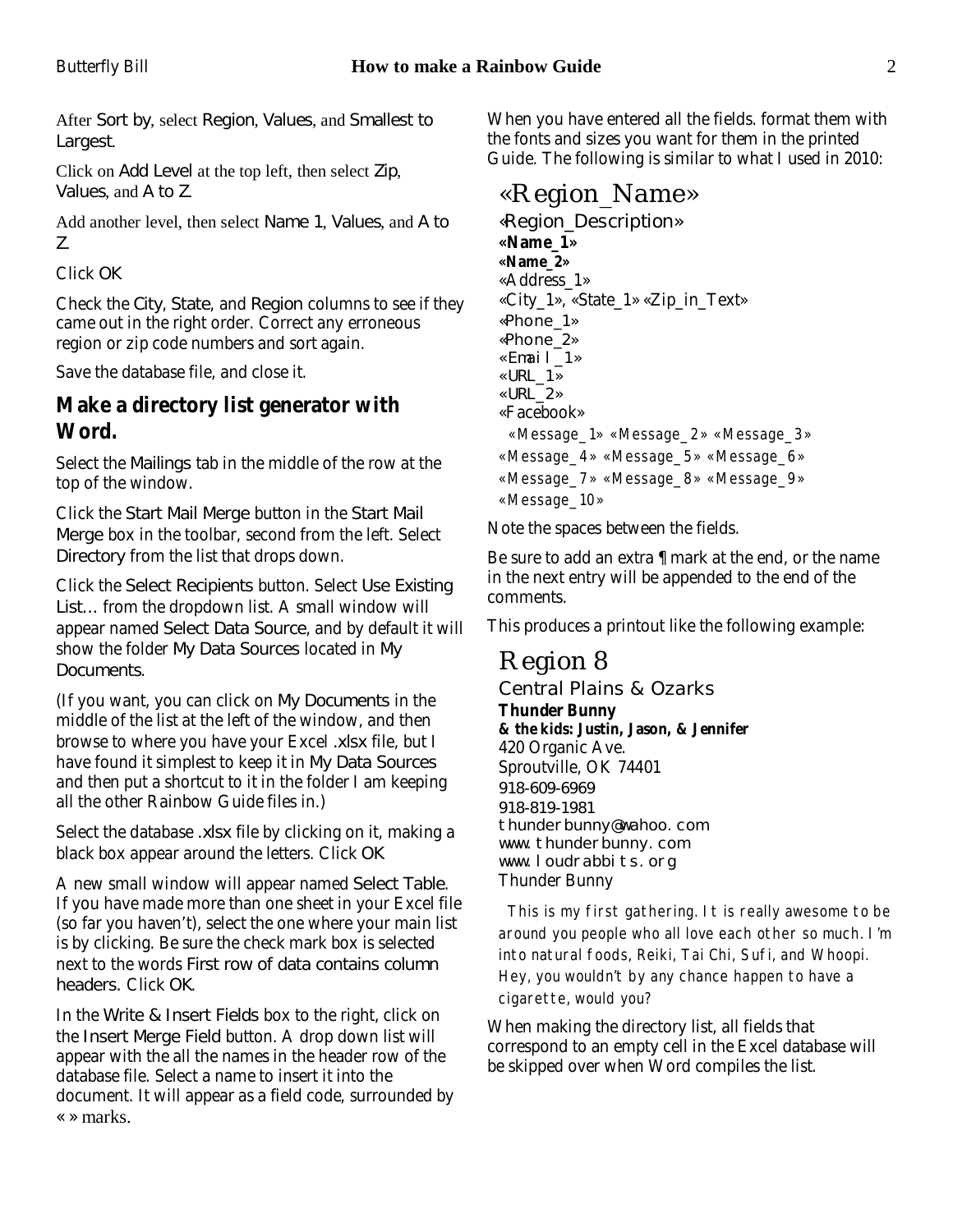After Sort by, select Region, Values, and Smallest to Largest.

Click on Add Level at the top left, then select Zip, Values, and A to Z.

Add another level, then select Name 1, Values, and A to Z.

Click OK

Check the City, State, and Region columns to see if they came out in the right order. Correct any erroneous region or zip code numbers and sort again.

Save the database file, and close it.

## Make a directory list generator with Word.

Select the Mailings tab in the middle of the row at the top of the window.

Click the Start Mail Merge button in the Start Mail Merge box in the toolbar, second from the left. Select Directory from the list that drops down.

Click the Select Recipients button. Select Use Existing List... from the dropdown list. A small window will appear named Select Data Source, and by default it will show the folder My Data Sources located in My Documents.

(If you want, you can click on My Documents in the middle of the list at the left of the window, and then browse to where you have your Excel .xlsx file, but I have found it simplest to keep it in My Data Sources and then put a shortcut to it in the folder I am keeping all the other Rainbow Guide files in.)

Select the database .xlsx file by clicking on it, making a black box appear around the letters. Click OK

A new small window will appear named Select Table. If you have made more than one sheet in your Excel file (so far you haven't), select the one where your main list is by clicking. Be sure the check mark box is selected next to the words First row of data contains column headers. Click OK.

In the Write & Insert Fields box to the right, click on the Insert Merge Field button. A drop down list will appear with the all the names in the header row of the database file. Select a name to insert it into the document. It will appear as a field code, surrounded by « » marks.

When you have entered all the fields. format them with the fonts and sizes you want for them in the printed Guide. The following is similar to what I used in 2010:

«Region_Name»

«Region_Description»
**«Name_1»**
**«Name_2»**
«Address_1»
«City_1», «State_1» «Zip_in_Text»
«Phone_1»
«Phone_2»
«Email_1»
«URL_1»
«URL_2»
«Facebook»

*«Message_1» «Message_2» «Message_3» «Message_4» «Message_5» «Message_6» «Message_7» «Message_8» «Message_9» «Message_10»*

Note the spaces between the fields.

Be sure to add an extra ¶ mark at the end, or the name in the next entry will be appended to the end of the comments.

This produces a printout like the following example:

Region 8

Central Plains & Ozarks
**Thunder Bunny**
**& the kids: Justin, Jason, & Jennifer**
420 Organic Ave.
Sproutville, OK 74401
918-609-6969
918-819-1981
thunderbunny@wahoo.com
www.thunderbunny.com
www.loudrabbits.org
Thunder Bunny

*This is my first gathering. It is really awesome to be around you people who all love each other so much. I'm into natural foods, Reiki, Tai Chi, Sufi, and Whoopi. Hey, you wouldn't by any chance happen to have a cigarette, would you?*

When making the directory list, all fields that correspond to an empty cell in the Excel database will be skipped over when Word compiles the list.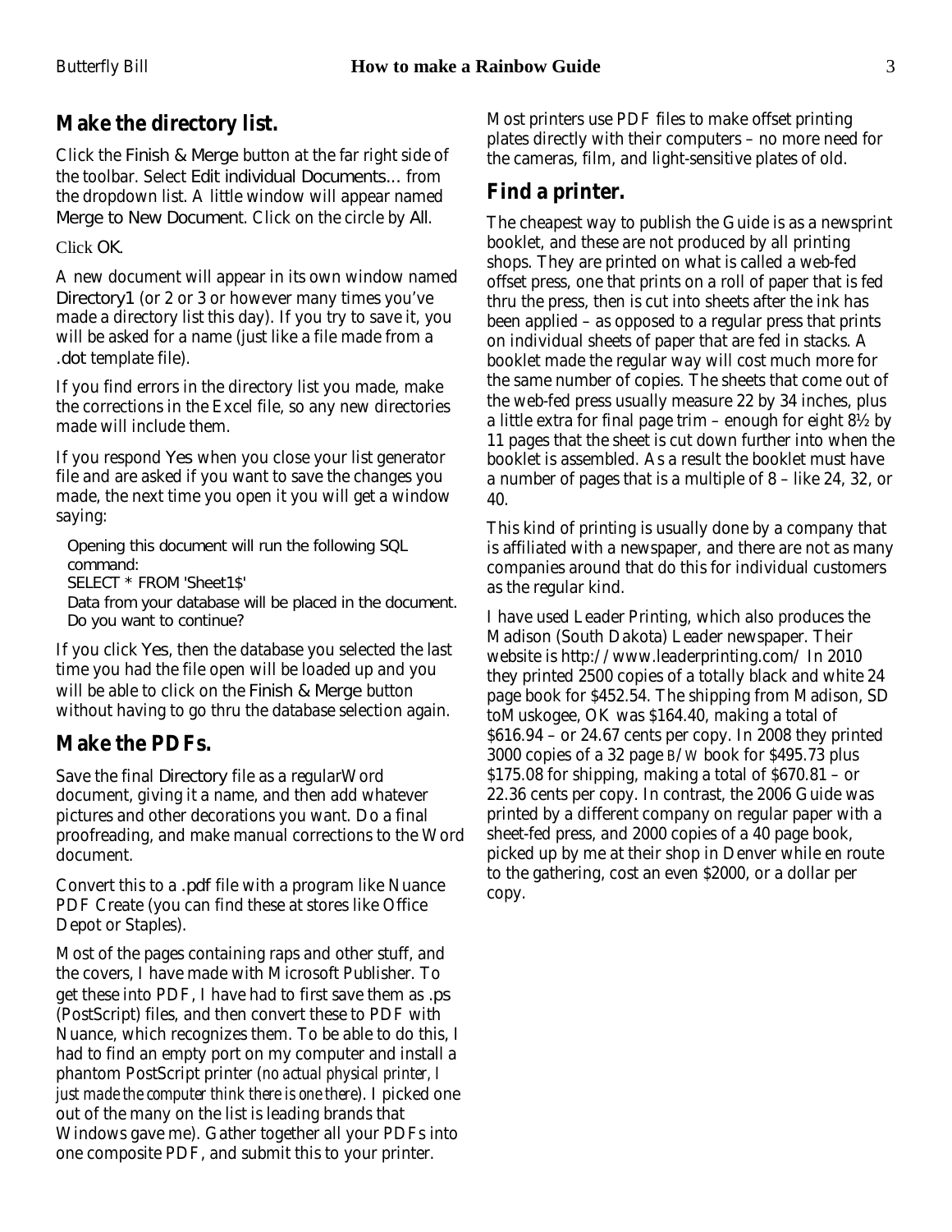## Make the directory list.

Click the Finish & Merge button at the far right side of the toolbar. Select Edit individual Documents… from the dropdown list. A little window will appear named Merge to New Document. Click on the circle by All.

Click OK.

A new document will appear in its own window named Directory1 (or 2 or 3 or however many times you've made a directory list this day). If you try to save it, you will be asked for a name (just like a file made from a .dot template file).

If you find errors in the directory list you made, make the corrections in the Excel file, so any new directories made will include them.

If you respond Yes when you close your list generator file and are asked if you want to save the changes you made, the next time you open it you will get a window saying:

> Opening this document will run the following SQL command:
> SELECT * FROM 'Sheet1$'
> Data from your database will be placed in the document. Do you want to continue?

If you click Yes, then the database you selected the last time you had the file open will be loaded up and you will be able to click on the Finish & Merge button without having to go thru the database selection again.

## Make the PDFs.

Save the final Directory file as a regularWord document, giving it a name, and then add whatever pictures and other decorations you want. Do a final proofreading, and make manual corrections to the Word document.

Convert this to a .pdf file with a program like Nuance PDF Create (you can find these at stores like Office Depot or Staples).

Most of the pages containing raps and other stuff, and the covers, I have made with Microsoft Publisher. To get these into PDF, I have had to first save them as .ps (PostScript) files, and then convert these to PDF with Nuance, which recognizes them. To be able to do this, I had to find an empty port on my computer and install a phantom PostScript printer (*no actual physical printer, I just made the computer think there is one there*). I picked one out of the many on the list is leading brands that Windows gave me). Gather together all your PDFs into one composite PDF, and submit this to your printer.

Most printers use PDF files to make offset printing plates directly with their computers – no more need for the cameras, film, and light-sensitive plates of old.

## Find a printer.

The cheapest way to publish the Guide is as a newsprint booklet, and these are not produced by all printing shops. They are printed on what is called a web-fed offset press, one that prints on a roll of paper that is fed thru the press, then is cut into sheets after the ink has been applied – as opposed to a regular press that prints on individual sheets of paper that are fed in stacks. A booklet made the regular way will cost much more for the same number of copies. The sheets that come out of the web-fed press usually measure 22 by 34 inches, plus a little extra for final page trim – enough for eight 8½ by 11 pages that the sheet is cut down further into when the booklet is assembled. As a result the booklet must have a number of pages that is a multiple of 8 – like 24, 32, or 40.

This kind of printing is usually done by a company that is affiliated with a newspaper, and there are not as many companies around that do this for individual customers as the regular kind.

I have used Leader Printing, which also produces the Madison (South Dakota) Leader newspaper. Their website is http://www.leaderprinting.com/ In 2010 they printed 2500 copies of a totally black and white 24 page book for $452.54. The shipping from Madison, SD toMuskogee, OK was $164.40, making a total of $616.94 – or 24.67 cents per copy. In 2008 they printed 3000 copies of a 32 page B/W book for $495.73 plus $175.08 for shipping, making a total of $670.81 – or 22.36 cents per copy. In contrast, the 2006 Guide was printed by a different company on regular paper with a sheet-fed press, and 2000 copies of a 40 page book, picked up by me at their shop in Denver while en route to the gathering, cost an even $2000, or a dollar per copy.